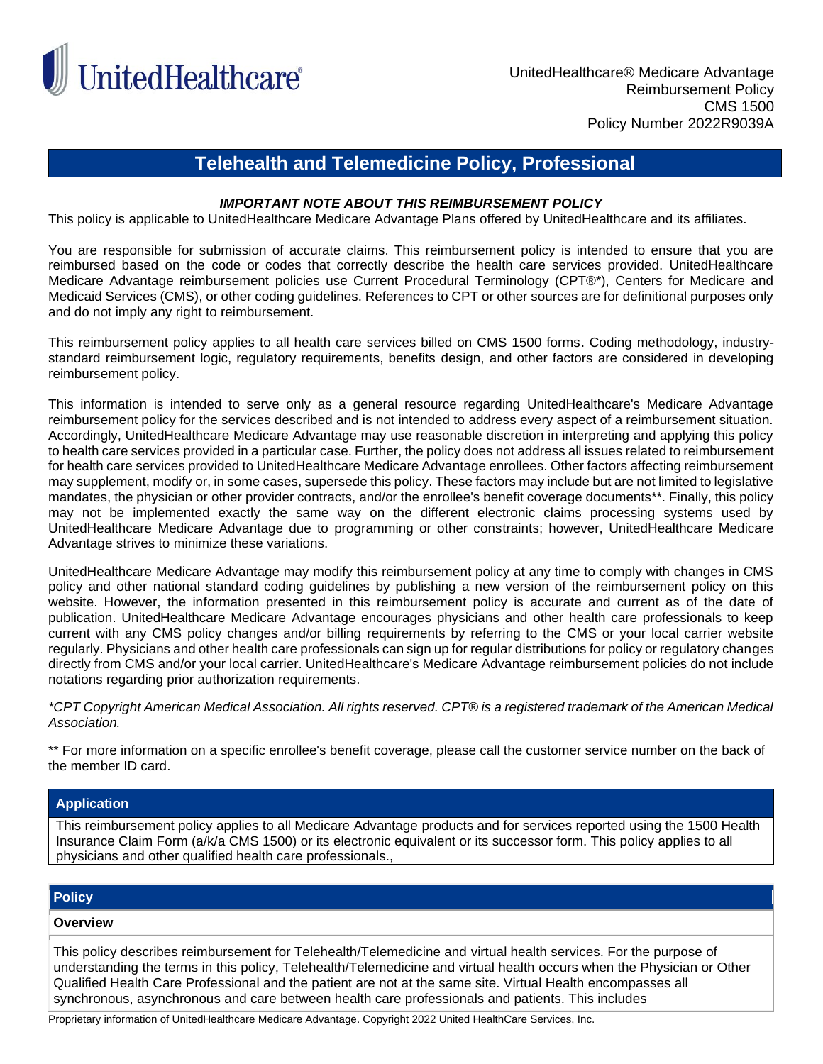UnitedHealthcare® Medicare Advantage
Reimbursement Policy
CMS 1500
Policy Number 2022R9039A

# Telehealth and Telemedicine Policy, Professional

***IMPORTANT NOTE ABOUT THIS REIMBURSEMENT POLICY***

This policy is applicable to UnitedHealthcare Medicare Advantage Plans offered by UnitedHealthcare and its affiliates.

You are responsible for submission of accurate claims. This reimbursement policy is intended to ensure that you are reimbursed based on the code or codes that correctly describe the health care services provided. UnitedHealthcare Medicare Advantage reimbursement policies use Current Procedural Terminology (CPT®*), Centers for Medicare and Medicaid Services (CMS), or other coding guidelines. References to CPT or other sources are for definitional purposes only and do not imply any right to reimbursement.

This reimbursement policy applies to all health care services billed on CMS 1500 forms. Coding methodology, industry-standard reimbursement logic, regulatory requirements, benefits design, and other factors are considered in developing reimbursement policy.

This information is intended to serve only as a general resource regarding UnitedHealthcare's Medicare Advantage reimbursement policy for the services described and is not intended to address every aspect of a reimbursement situation. Accordingly, UnitedHealthcare Medicare Advantage may use reasonable discretion in interpreting and applying this policy to health care services provided in a particular case. Further, the policy does not address all issues related to reimbursement for health care services provided to UnitedHealthcare Medicare Advantage enrollees. Other factors affecting reimbursement may supplement, modify or, in some cases, supersede this policy. These factors may include but are not limited to legislative mandates, the physician or other provider contracts, and/or the enrollee's benefit coverage documents**. Finally, this policy may not be implemented exactly the same way on the different electronic claims processing systems used by UnitedHealthcare Medicare Advantage due to programming or other constraints; however, UnitedHealthcare Medicare Advantage strives to minimize these variations.

UnitedHealthcare Medicare Advantage may modify this reimbursement policy at any time to comply with changes in CMS policy and other national standard coding guidelines by publishing a new version of the reimbursement policy on this website. However, the information presented in this reimbursement policy is accurate and current as of the date of publication. UnitedHealthcare Medicare Advantage encourages physicians and other health care professionals to keep current with any CMS policy changes and/or billing requirements by referring to the CMS or your local carrier website regularly. Physicians and other health care professionals can sign up for regular distributions for policy or regulatory changes directly from CMS and/or your local carrier. UnitedHealthcare's Medicare Advantage reimbursement policies do not include notations regarding prior authorization requirements.

*\*CPT Copyright American Medical Association. All rights reserved. CPT® is a registered trademark of the American Medical Association.*

** For more information on a specific enrollee's benefit coverage, please call the customer service number on the back of the member ID card.

## Application

This reimbursement policy applies to all Medicare Advantage products and for services reported using the 1500 Health Insurance Claim Form (a/k/a CMS 1500) or its electronic equivalent or its successor form. This policy applies to all physicians and other qualified health care professionals.,

## Policy

### Overview

This policy describes reimbursement for Telehealth/Telemedicine and virtual health services. For the purpose of understanding the terms in this policy, Telehealth/Telemedicine and virtual health occurs when the Physician or Other Qualified Health Care Professional and the patient are not at the same site. Virtual Health encompasses all synchronous, asynchronous and care between health care professionals and patients. This includes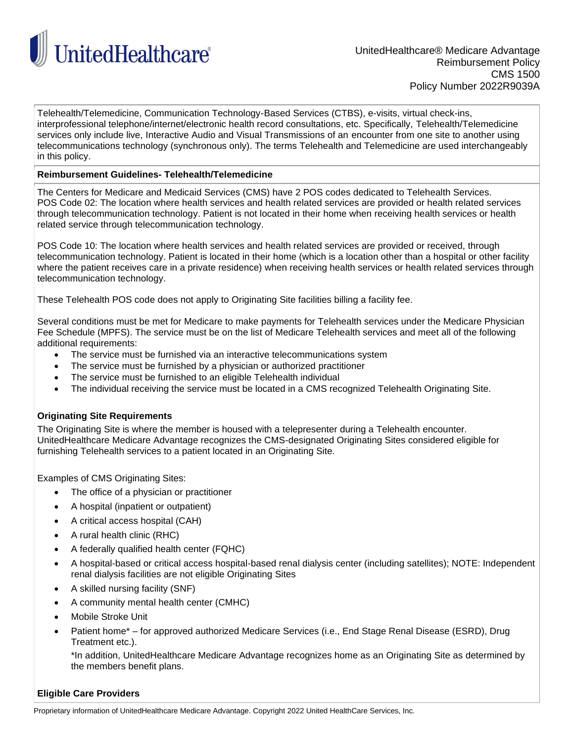Telehealth/Telemedicine, Communication Technology-Based Services (CTBS), e-visits, virtual check-ins, interprofessional telephone/internet/electronic health record consultations, etc. Specifically, Telehealth/Telemedicine services only include live, Interactive Audio and Visual Transmissions of an encounter from one site to another using telecommunications technology (synchronous only). The terms Telehealth and Telemedicine are used interchangeably in this policy.

**Reimbursement Guidelines- Telehealth/Telemedicine**

The Centers for Medicare and Medicaid Services (CMS) have 2 POS codes dedicated to Telehealth Services.
POS Code 02: The location where health services and health related services are provided or health related services through telecommunication technology. Patient is not located in their home when receiving health services or health related service through telecommunication technology.

POS Code 10: The location where health services and health related services are provided or received, through telecommunication technology. Patient is located in their home (which is a location other than a hospital or other facility where the patient receives care in a private residence) when receiving health services or health related services through telecommunication technology.

These Telehealth POS code does not apply to Originating Site facilities billing a facility fee.

Several conditions must be met for Medicare to make payments for Telehealth services under the Medicare Physician Fee Schedule (MPFS). The service must be on the list of Medicare Telehealth services and meet all of the following additional requirements:

- The service must be furnished via an interactive telecommunications system
- The service must be furnished by a physician or authorized practitioner
- The service must be furnished to an eligible Telehealth individual
- The individual receiving the service must be located in a CMS recognized Telehealth Originating Site.

**Originating Site Requirements**

The Originating Site is where the member is housed with a telepresenter during a Telehealth encounter. UnitedHealthcare Medicare Advantage recognizes the CMS-designated Originating Sites considered eligible for furnishing Telehealth services to a patient located in an Originating Site.

Examples of CMS Originating Sites:

- The office of a physician or practitioner
- A hospital (inpatient or outpatient)
- A critical access hospital (CAH)
- A rural health clinic (RHC)
- A federally qualified health center (FQHC)
- A hospital-based or critical access hospital-based renal dialysis center (including satellites); NOTE: Independent renal dialysis facilities are not eligible Originating Sites
- A skilled nursing facility (SNF)
- A community mental health center (CMHC)
- Mobile Stroke Unit
- Patient home* – for approved authorized Medicare Services (i.e., End Stage Renal Disease (ESRD), Drug Treatment etc.).

  *In addition, UnitedHealthcare Medicare Advantage recognizes home as an Originating Site as determined by the members benefit plans.

**Eligible Care Providers**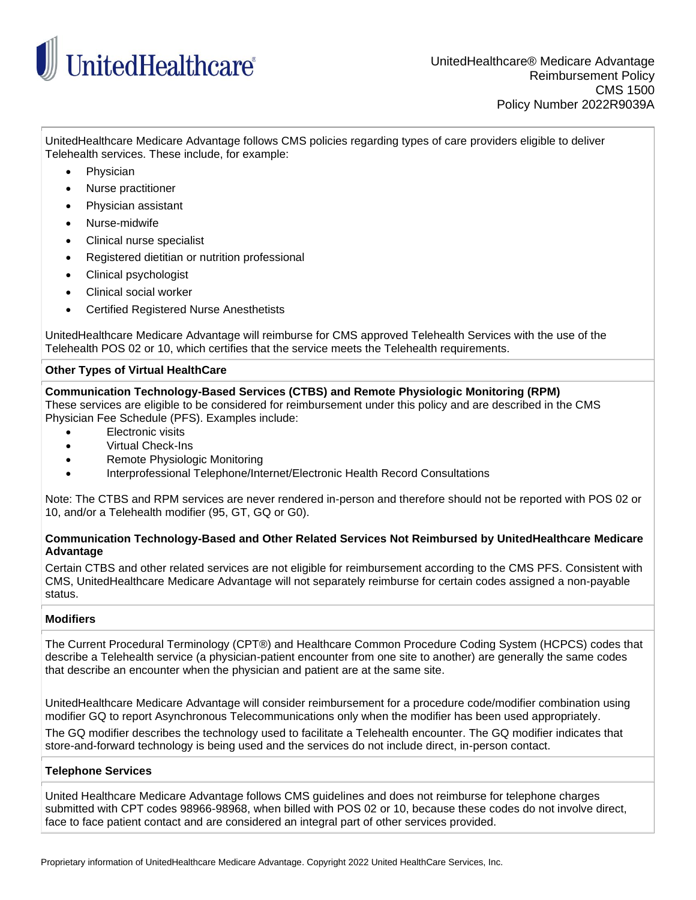UnitedHealthcare Medicare Advantage follows CMS policies regarding types of care providers eligible to deliver Telehealth services. These include, for example:

- Physician
- Nurse practitioner
- Physician assistant
- Nurse-midwife
- Clinical nurse specialist
- Registered dietitian or nutrition professional
- Clinical psychologist
- Clinical social worker
- Certified Registered Nurse Anesthetists

UnitedHealthcare Medicare Advantage will reimburse for CMS approved Telehealth Services with the use of the Telehealth POS 02 or 10, which certifies that the service meets the Telehealth requirements.

**Other Types of Virtual HealthCare**

**Communication Technology-Based Services (CTBS) and Remote Physiologic Monitoring (RPM)**
These services are eligible to be considered for reimbursement under this policy and are described in the CMS Physician Fee Schedule (PFS). Examples include:

- Electronic visits
- Virtual Check-Ins
- Remote Physiologic Monitoring
- Interprofessional Telephone/Internet/Electronic Health Record Consultations

Note: The CTBS and RPM services are never rendered in-person and therefore should not be reported with POS 02 or 10, and/or a Telehealth modifier (95, GT, GQ or G0).

**Communication Technology-Based and Other Related Services Not Reimbursed by UnitedHealthcare Medicare Advantage**

Certain CTBS and other related services are not eligible for reimbursement according to the CMS PFS. Consistent with CMS, UnitedHealthcare Medicare Advantage will not separately reimburse for certain codes assigned a non-payable status.

**Modifiers**

The Current Procedural Terminology (CPT®) and Healthcare Common Procedure Coding System (HCPCS) codes that describe a Telehealth service (a physician-patient encounter from one site to another) are generally the same codes that describe an encounter when the physician and patient are at the same site.

UnitedHealthcare Medicare Advantage will consider reimbursement for a procedure code/modifier combination using modifier GQ to report Asynchronous Telecommunications only when the modifier has been used appropriately.

The GQ modifier describes the technology used to facilitate a Telehealth encounter. The GQ modifier indicates that store-and-forward technology is being used and the services do not include direct, in-person contact.

**Telephone Services**

United Healthcare Medicare Advantage follows CMS guidelines and does not reimburse for telephone charges submitted with CPT codes 98966-98968, when billed with POS 02 or 10, because these codes do not involve direct, face to face patient contact and are considered an integral part of other services provided.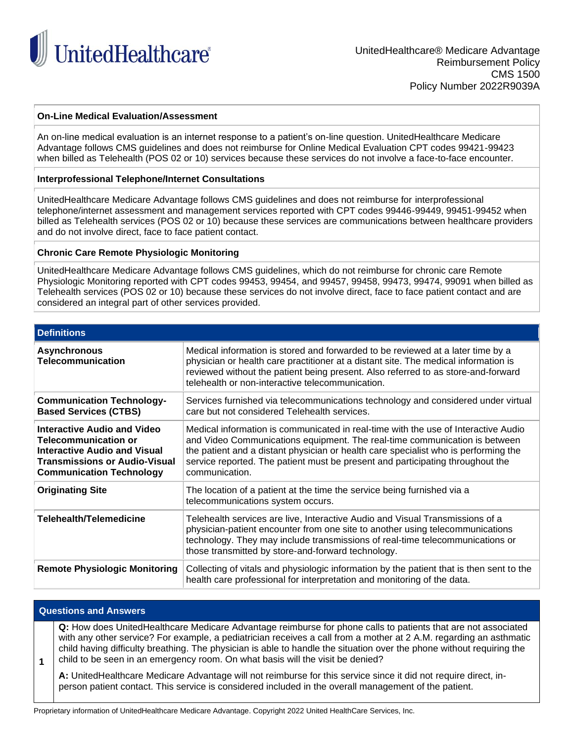### On-Line Medical Evaluation/Assessment

An on-line medical evaluation is an internet response to a patient's on-line question. UnitedHealthcare Medicare Advantage follows CMS guidelines and does not reimburse for Online Medical Evaluation CPT codes 99421-99423 when billed as Telehealth (POS 02 or 10) services because these services do not involve a face-to-face encounter.

### Interprofessional Telephone/Internet Consultations

UnitedHealthcare Medicare Advantage follows CMS guidelines and does not reimburse for interprofessional telephone/internet assessment and management services reported with CPT codes 99446-99449, 99451-99452 when billed as Telehealth services (POS 02 or 10) because these services are communications between healthcare providers and do not involve direct, face to face patient contact.

### Chronic Care Remote Physiologic Monitoring

UnitedHealthcare Medicare Advantage follows CMS guidelines, which do not reimburse for chronic care Remote Physiologic Monitoring reported with CPT codes 99453, 99454, and 99457, 99458, 99473, 99474, 99091 when billed as Telehealth services (POS 02 or 10) because these services do not involve direct, face to face patient contact and are considered an integral part of other services provided.

## Definitions

| Term | Definition |
|---|---|
| **Asynchronous Telecommunication** | Medical information is stored and forwarded to be reviewed at a later time by a physician or health care practitioner at a distant site. The medical information is reviewed without the patient being present. Also referred to as store-and-forward telehealth or non-interactive telecommunication. |
| **Communication Technology-Based Services (CTBS)** | Services furnished via telecommunications technology and considered under virtual care but not considered Telehealth services. |
| **Interactive Audio and Video Telecommunication or Interactive Audio and Visual Transmissions or Audio-Visual Communication Technology** | Medical information is communicated in real-time with the use of Interactive Audio and Video Communications equipment. The real-time communication is between the patient and a distant physician or health care specialist who is performing the service reported. The patient must be present and participating throughout the communication. |
| **Originating Site** | The location of a patient at the time the service being furnished via a telecommunications system occurs. |
| **Telehealth/Telemedicine** | Telehealth services are live, Interactive Audio and Visual Transmissions of a physician-patient encounter from one site to another using telecommunications technology. They may include transmissions of real-time telecommunications or those transmitted by store-and-forward technology. |
| **Remote Physiologic Monitoring** | Collecting of vitals and physiologic information by the patient that is then sent to the health care professional for interpretation and monitoring of the data. |

## Questions and Answers

| # | Question and Answer |
|---|---|
| **1** | **Q:** How does UnitedHealthcare Medicare Advantage reimburse for phone calls to patients that are not associated with any other service? For example, a pediatrician receives a call from a mother at 2 A.M. regarding an asthmatic child having difficulty breathing. The physician is able to handle the situation over the phone without requiring the child to be seen in an emergency room. On what basis will the visit be denied?<br><br>**A:** UnitedHealthcare Medicare Advantage will not reimburse for this service since it did not require direct, in-person patient contact. This service is considered included in the overall management of the patient. |

Proprietary information of UnitedHealthcare Medicare Advantage. Copyright 2022 United HealthCare Services, Inc.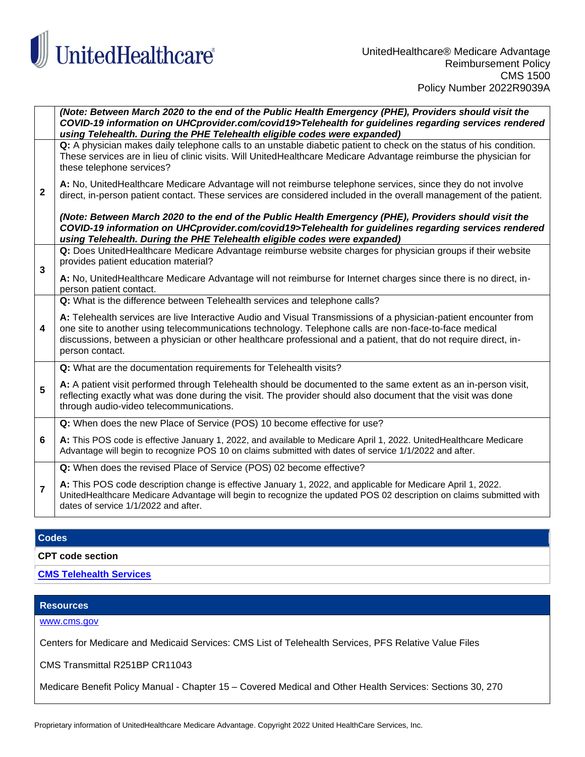| | |
|---|---|
| | ***(Note: Between March 2020 to the end of the Public Health Emergency (PHE), Providers should visit the COVID-19 information on UHCprovider.com/covid19>Telehealth for guidelines regarding services rendered using Telehealth. During the PHE Telehealth eligible codes were expanded)*** |
| **2** | **Q:** A physician makes daily telephone calls to an unstable diabetic patient to check on the status of his condition. These services are in lieu of clinic visits. Will UnitedHealthcare Medicare Advantage reimburse the physician for these telephone services?<br><br>**A:** No, UnitedHealthcare Medicare Advantage will not reimburse telephone services, since they do not involve direct, in-person patient contact. These services are considered included in the overall management of the patient.<br><br>***(Note: Between March 2020 to the end of the Public Health Emergency (PHE), Providers should visit the COVID-19 information on UHCprovider.com/covid19>Telehealth for guidelines regarding services rendered using Telehealth. During the PHE Telehealth eligible codes were expanded)*** |
| **3** | **Q:** Does UnitedHealthcare Medicare Advantage reimburse website charges for physician groups if their website provides patient education material?<br><br>**A:** No, UnitedHealthcare Medicare Advantage will not reimburse for Internet charges since there is no direct, in-person patient contact. |
| **4** | **Q:** What is the difference between Telehealth services and telephone calls?<br><br>**A:** Telehealth services are live Interactive Audio and Visual Transmissions of a physician-patient encounter from one site to another using telecommunications technology. Telephone calls are non-face-to-face medical discussions, between a physician or other healthcare professional and a patient, that do not require direct, in-person contact. |
| **5** | **Q:** What are the documentation requirements for Telehealth visits?<br><br>**A:** A patient visit performed through Telehealth should be documented to the same extent as an in-person visit, reflecting exactly what was done during the visit. The provider should also document that the visit was done through audio-video telecommunications. |
| **6** | **Q:** When does the new Place of Service (POS) 10 become effective for use?<br><br>**A:** This POS code is effective January 1, 2022, and available to Medicare April 1, 2022. UnitedHealthcare Medicare Advantage will begin to recognize POS 10 on claims submitted with dates of service 1/1/2022 and after. |
| **7** | **Q:** When does the revised Place of Service (POS) 02 become effective?<br><br>**A:** This POS code description change is effective January 1, 2022, and applicable for Medicare April 1, 2022. UnitedHealthcare Medicare Advantage will begin to recognize the updated POS 02 description on claims submitted with dates of service 1/1/2022 and after. |

## Codes

**CPT code section**

**CMS Telehealth Services**

## Resources

www.cms.gov

Centers for Medicare and Medicaid Services: CMS List of Telehealth Services, PFS Relative Value Files

CMS Transmittal R251BP CR11043

Medicare Benefit Policy Manual - Chapter 15 – Covered Medical and Other Health Services: Sections 30, 270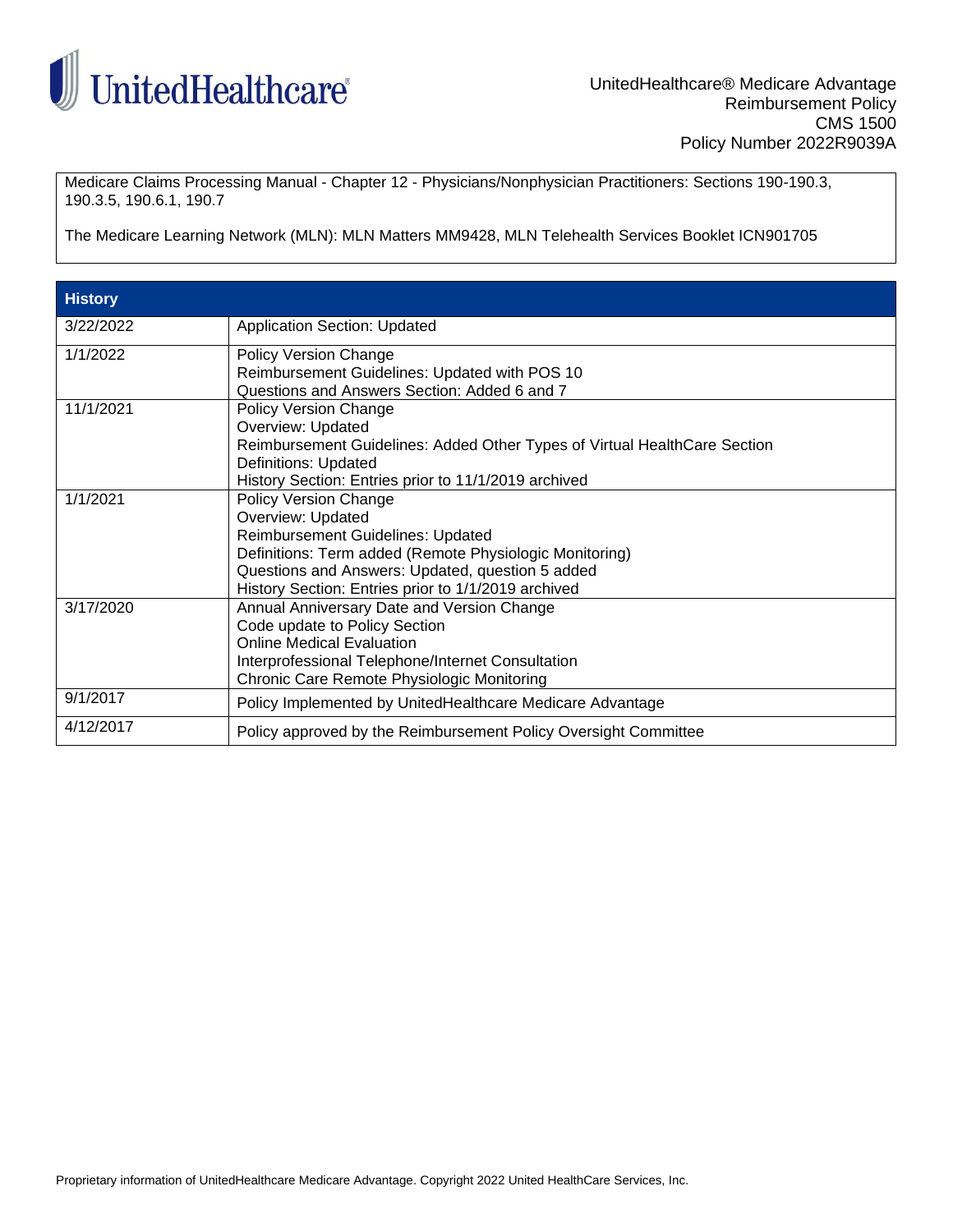Medicare Claims Processing Manual - Chapter 12 - Physicians/Nonphysician Practitioners: Sections 190-190.3, 190.3.5, 190.6.1, 190.7

The Medicare Learning Network (MLN): MLN Matters MM9428, MLN Telehealth Services Booklet ICN901705

| **History** | |
|---|---|
| 3/22/2022 | Application Section: Updated |
| 1/1/2022 | Policy Version Change<br>Reimbursement Guidelines: Updated with POS 10<br>Questions and Answers Section: Added 6 and 7 |
| 11/1/2021 | Policy Version Change<br>Overview: Updated<br>Reimbursement Guidelines: Added Other Types of Virtual HealthCare Section<br>Definitions: Updated<br>History Section: Entries prior to 11/1/2019 archived |
| 1/1/2021 | Policy Version Change<br>Overview: Updated<br>Reimbursement Guidelines: Updated<br>Definitions: Term added (Remote Physiologic Monitoring)<br>Questions and Answers: Updated, question 5 added<br>History Section: Entries prior to 1/1/2019 archived |
| 3/17/2020 | Annual Anniversary Date and Version Change<br>Code update to Policy Section<br>Online Medical Evaluation<br>Interprofessional Telephone/Internet Consultation<br>Chronic Care Remote Physiologic Monitoring |
| 9/1/2017 | Policy Implemented by UnitedHealthcare Medicare Advantage |
| 4/12/2017 | Policy approved by the Reimbursement Policy Oversight Committee |